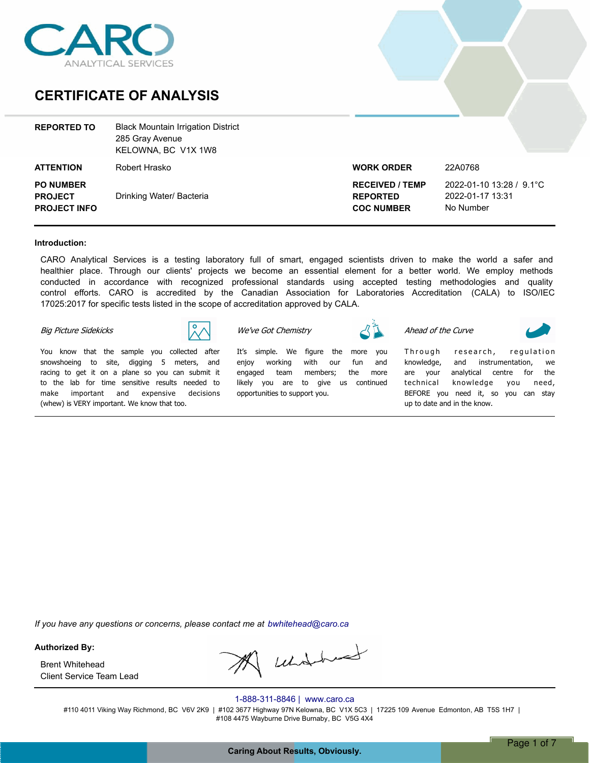CARO
ANALYTICAL SERVICES

# CERTIFICATE OF ANALYSIS

| | | | |
|---|---|---|---|
| **REPORTED TO** | Black Mountain Irrigation District<br>285 Gray Avenue<br>KELOWNA, BC V1X 1W8 | | |
| **ATTENTION** | Robert Hrasko | **WORK ORDER** | 22A0768 |
| **PO NUMBER** | | **RECEIVED / TEMP** | 2022-01-10 13:28 / 9.1°C |
| **PROJECT** | Drinking Water/ Bacteria | **REPORTED** | 2022-01-17 13:31 |
| **PROJECT INFO** | | **COC NUMBER** | No Number |

**Introduction:**

CARO Analytical Services is a testing laboratory full of smart, engaged scientists driven to make the world a safer and healthier place. Through our clients' projects we become an essential element for a better world. We employ methods conducted in accordance with recognized professional standards using accepted testing methodologies and quality control efforts. CARO is accredited by the Canadian Association for Laboratories Accreditation (CALA) to ISO/IEC 17025:2017 for specific tests listed in the scope of accreditation approved by CALA.

*Big Picture Sidekicks*

You know that the sample you collected after snowshoeing to site, digging 5 meters, and racing to get it on a plane so you can submit it to the lab for time sensitive results needed to make important and expensive decisions (whew) is VERY important. We know that too.

*We've Got Chemistry*

It's simple. We figure the more you enjoy working with our fun and engaged team members; the more likely you are to give us continued opportunities to support you.

*Ahead of the Curve*

Through research, regulation knowledge, and instrumentation, we are your analytical centre for the technical knowledge you need, BEFORE you need it, so you can stay up to date and in the know.

*If you have any questions or concerns, please contact me at bwhitehead@caro.ca*

**Authorized By:**

Brent Whitehead
Client Service Team Lead

1-888-311-8846 | www.caro.ca

#110 4011 Viking Way Richmond, BC V6V 2K9 | #102 3677 Highway 97N Kelowna, BC V1X 5C3 | 17225 109 Avenue Edmonton, AB T5S 1H7 | #108 4475 Wayburne Drive Burnaby, BC V5G 4X4

Caring About Results, Obviously.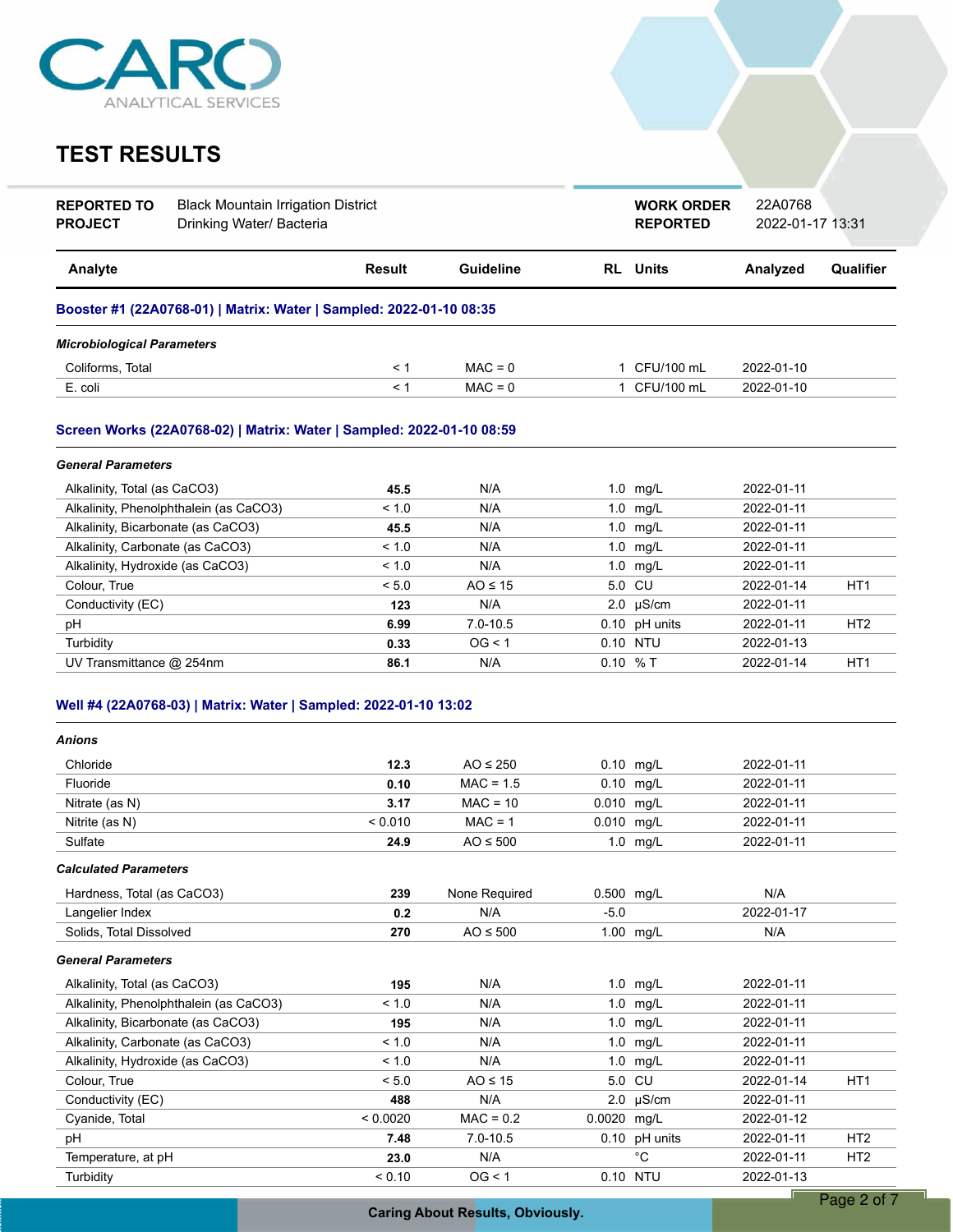CARO ANALYTICAL SERVICES

# TEST RESULTS

| | | | |
|---|---|---|---|
| **REPORTED TO** | Black Mountain Irrigation District | **WORK ORDER** | 22A0768 |
| **PROJECT** | Drinking Water/ Bacteria | **REPORTED** | 2022-01-17 13:31 |

| Analyte | Result | Guideline | RL | Units | Analyzed | Qualifier |
|---|---|---|---|---|---|---|
| **Booster #1 (22A0768-01) \| Matrix: Water \| Sampled: 2022-01-10 08:35** | | | | | | |
| ***Microbiological Parameters*** | | | | | | |
| Coliforms, Total | < 1 | MAC = 0 | 1 | CFU/100 mL | 2022-01-10 | |
| E. coli | < 1 | MAC = 0 | 1 | CFU/100 mL | 2022-01-10 | |
| **Screen Works (22A0768-02) \| Matrix: Water \| Sampled: 2022-01-10 08:59** | | | | | | |
| ***General Parameters*** | | | | | | |
| Alkalinity, Total (as CaCO3) | **45.5** | N/A | 1.0 | mg/L | 2022-01-11 | |
| Alkalinity, Phenolphthalein (as CaCO3) | < 1.0 | N/A | 1.0 | mg/L | 2022-01-11 | |
| Alkalinity, Bicarbonate (as CaCO3) | **45.5** | N/A | 1.0 | mg/L | 2022-01-11 | |
| Alkalinity, Carbonate (as CaCO3) | < 1.0 | N/A | 1.0 | mg/L | 2022-01-11 | |
| Alkalinity, Hydroxide (as CaCO3) | < 1.0 | N/A | 1.0 | mg/L | 2022-01-11 | |
| Colour, True | < 5.0 | AO ≤ 15 | 5.0 | CU | 2022-01-14 | HT1 |
| Conductivity (EC) | **123** | N/A | 2.0 | µS/cm | 2022-01-11 | |
| pH | **6.99** | 7.0-10.5 | 0.10 | pH units | 2022-01-11 | HT2 |
| Turbidity | **0.33** | OG < 1 | 0.10 | NTU | 2022-01-13 | |
| UV Transmittance @ 254nm | **86.1** | N/A | 0.10 | % T | 2022-01-14 | HT1 |
| **Well #4 (22A0768-03) \| Matrix: Water \| Sampled: 2022-01-10 13:02** | | | | | | |
| ***Anions*** | | | | | | |
| Chloride | **12.3** | AO ≤ 250 | 0.10 | mg/L | 2022-01-11 | |
| Fluoride | **0.10** | MAC = 1.5 | 0.10 | mg/L | 2022-01-11 | |
| Nitrate (as N) | **3.17** | MAC = 10 | 0.010 | mg/L | 2022-01-11 | |
| Nitrite (as N) | < 0.010 | MAC = 1 | 0.010 | mg/L | 2022-01-11 | |
| Sulfate | **24.9** | AO ≤ 500 | 1.0 | mg/L | 2022-01-11 | |
| ***Calculated Parameters*** | | | | | | |
| Hardness, Total (as CaCO3) | **239** | None Required | 0.500 | mg/L | N/A | |
| Langelier Index | **0.2** | N/A | -5.0 | | 2022-01-17 | |
| Solids, Total Dissolved | **270** | AO ≤ 500 | 1.00 | mg/L | N/A | |
| ***General Parameters*** | | | | | | |
| Alkalinity, Total (as CaCO3) | **195** | N/A | 1.0 | mg/L | 2022-01-11 | |
| Alkalinity, Phenolphthalein (as CaCO3) | < 1.0 | N/A | 1.0 | mg/L | 2022-01-11 | |
| Alkalinity, Bicarbonate (as CaCO3) | **195** | N/A | 1.0 | mg/L | 2022-01-11 | |
| Alkalinity, Carbonate (as CaCO3) | < 1.0 | N/A | 1.0 | mg/L | 2022-01-11 | |
| Alkalinity, Hydroxide (as CaCO3) | < 1.0 | N/A | 1.0 | mg/L | 2022-01-11 | |
| Colour, True | < 5.0 | AO ≤ 15 | 5.0 | CU | 2022-01-14 | HT1 |
| Conductivity (EC) | **488** | N/A | 2.0 | µS/cm | 2022-01-11 | |
| Cyanide, Total | < 0.0020 | MAC = 0.2 | 0.0020 | mg/L | 2022-01-12 | |
| pH | **7.48** | 7.0-10.5 | 0.10 | pH units | 2022-01-11 | HT2 |
| Temperature, at pH | **23.0** | N/A | | °C | 2022-01-11 | HT2 |
| Turbidity | < 0.10 | OG < 1 | 0.10 | NTU | 2022-01-13 | |

Caring About Results, Obviously.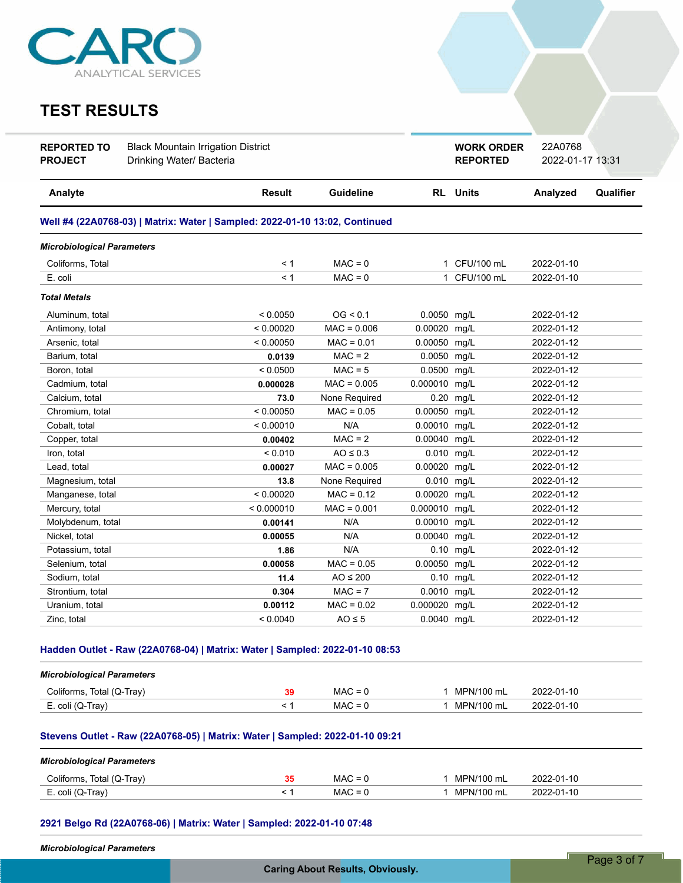CARO ANALYTICAL SERVICES

# TEST RESULTS

| | | | |
|---|---|---|---|
| **REPORTED TO** | Black Mountain Irrigation District | **WORK ORDER** | 22A0768 |
| **PROJECT** | Drinking Water/ Bacteria | **REPORTED** | 2022-01-17 13:31 |

| Analyte | Result | Guideline | RL | Units | Analyzed | Qualifier |
|---|---|---|---|---|---|---|
| **Well #4 (22A0768-03) \| Matrix: Water \| Sampled: 2022-01-10 13:02, Continued** | | | | | | |
| ***Microbiological Parameters*** | | | | | | |
| Coliforms, Total | < 1 | MAC = 0 | 1 | CFU/100 mL | 2022-01-10 | |
| E. coli | < 1 | MAC = 0 | 1 | CFU/100 mL | 2022-01-10 | |
| ***Total Metals*** | | | | | | |
| Aluminum, total | < 0.0050 | OG < 0.1 | 0.0050 | mg/L | 2022-01-12 | |
| Antimony, total | < 0.00020 | MAC = 0.006 | 0.00020 | mg/L | 2022-01-12 | |
| Arsenic, total | < 0.00050 | MAC = 0.01 | 0.00050 | mg/L | 2022-01-12 | |
| Barium, total | **0.0139** | MAC = 2 | 0.0050 | mg/L | 2022-01-12 | |
| Boron, total | < 0.0500 | MAC = 5 | 0.0500 | mg/L | 2022-01-12 | |
| Cadmium, total | **0.000028** | MAC = 0.005 | 0.000010 | mg/L | 2022-01-12 | |
| Calcium, total | **73.0** | None Required | 0.20 | mg/L | 2022-01-12 | |
| Chromium, total | < 0.00050 | MAC = 0.05 | 0.00050 | mg/L | 2022-01-12 | |
| Cobalt, total | < 0.00010 | N/A | 0.00010 | mg/L | 2022-01-12 | |
| Copper, total | **0.00402** | MAC = 2 | 0.00040 | mg/L | 2022-01-12 | |
| Iron, total | < 0.010 | AO ≤ 0.3 | 0.010 | mg/L | 2022-01-12 | |
| Lead, total | **0.00027** | MAC = 0.005 | 0.00020 | mg/L | 2022-01-12 | |
| Magnesium, total | **13.8** | None Required | 0.010 | mg/L | 2022-01-12 | |
| Manganese, total | < 0.00020 | MAC = 0.12 | 0.00020 | mg/L | 2022-01-12 | |
| Mercury, total | < 0.000010 | MAC = 0.001 | 0.000010 | mg/L | 2022-01-12 | |
| Molybdenum, total | **0.00141** | N/A | 0.00010 | mg/L | 2022-01-12 | |
| Nickel, total | **0.00055** | N/A | 0.00040 | mg/L | 2022-01-12 | |
| Potassium, total | **1.86** | N/A | 0.10 | mg/L | 2022-01-12 | |
| Selenium, total | **0.00058** | MAC = 0.05 | 0.00050 | mg/L | 2022-01-12 | |
| Sodium, total | **11.4** | AO ≤ 200 | 0.10 | mg/L | 2022-01-12 | |
| Strontium, total | **0.304** | MAC = 7 | 0.0010 | mg/L | 2022-01-12 | |
| Uranium, total | **0.00112** | MAC = 0.02 | 0.000020 | mg/L | 2022-01-12 | |
| Zinc, total | < 0.0040 | AO ≤ 5 | 0.0040 | mg/L | 2022-01-12 | |
| **Hadden Outlet - Raw (22A0768-04) \| Matrix: Water \| Sampled: 2022-01-10 08:53** | | | | | | |
| ***Microbiological Parameters*** | | | | | | |
| Coliforms, Total (Q-Tray) | **39** | MAC = 0 | 1 | MPN/100 mL | 2022-01-10 | |
| E. coli (Q-Tray) | < 1 | MAC = 0 | 1 | MPN/100 mL | 2022-01-10 | |
| **Stevens Outlet - Raw (22A0768-05) \| Matrix: Water \| Sampled: 2022-01-10 09:21** | | | | | | |
| ***Microbiological Parameters*** | | | | | | |
| Coliforms, Total (Q-Tray) | **35** | MAC = 0 | 1 | MPN/100 mL | 2022-01-10 | |
| E. coli (Q-Tray) | < 1 | MAC = 0 | 1 | MPN/100 mL | 2022-01-10 | |
| **2921 Belgo Rd (22A0768-06) \| Matrix: Water \| Sampled: 2022-01-10 07:48** | | | | | | |
| ***Microbiological Parameters*** | | | | | | |

Caring About Results, Obviously.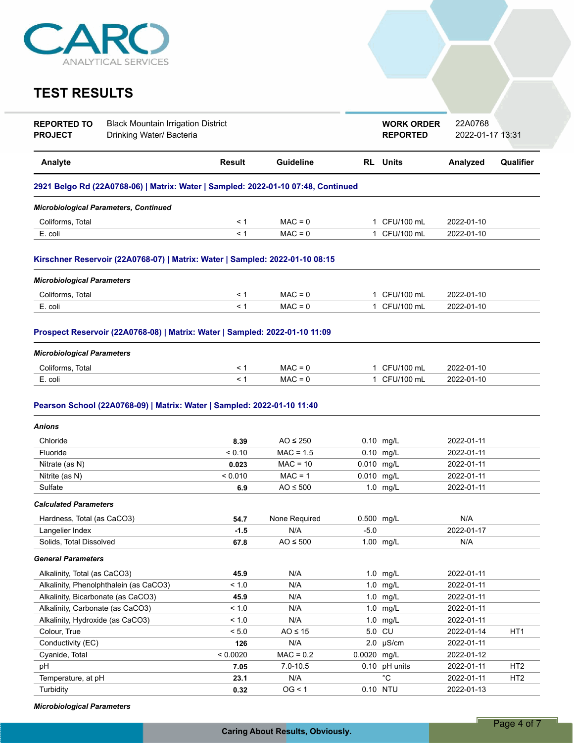# TEST RESULTS

| | | | |
|---|---|---|---|
| **REPORTED TO** | Black Mountain Irrigation District | **WORK ORDER** | 22A0768 |
| **PROJECT** | Drinking Water/ Bacteria | **REPORTED** | 2022-01-17 13:31 |

| Analyte | Result | Guideline | RL | Units | Analyzed | Qualifier |
|---|---|---|---|---|---|---|
| **2921 Belgo Rd (22A0768-06) \| Matrix: Water \| Sampled: 2022-01-10 07:48, Continued** | | | | | | |
| ***Microbiological Parameters, Continued*** | | | | | | |
| Coliforms, Total | < 1 | MAC = 0 | 1 | CFU/100 mL | 2022-01-10 | |
| E. coli | < 1 | MAC = 0 | 1 | CFU/100 mL | 2022-01-10 | |
| **Kirschner Reservoir (22A0768-07) \| Matrix: Water \| Sampled: 2022-01-10 08:15** | | | | | | |
| ***Microbiological Parameters*** | | | | | | |
| Coliforms, Total | < 1 | MAC = 0 | 1 | CFU/100 mL | 2022-01-10 | |
| E. coli | < 1 | MAC = 0 | 1 | CFU/100 mL | 2022-01-10 | |
| **Prospect Reservoir (22A0768-08) \| Matrix: Water \| Sampled: 2022-01-10 11:09** | | | | | | |
| ***Microbiological Parameters*** | | | | | | |
| Coliforms, Total | < 1 | MAC = 0 | 1 | CFU/100 mL | 2022-01-10 | |
| E. coli | < 1 | MAC = 0 | 1 | CFU/100 mL | 2022-01-10 | |
| **Pearson School (22A0768-09) \| Matrix: Water \| Sampled: 2022-01-10 11:40** | | | | | | |
| ***Anions*** | | | | | | |
| Chloride | **8.39** | AO ≤ 250 | 0.10 | mg/L | 2022-01-11 | |
| Fluoride | < 0.10 | MAC = 1.5 | 0.10 | mg/L | 2022-01-11 | |
| Nitrate (as N) | **0.023** | MAC = 10 | 0.010 | mg/L | 2022-01-11 | |
| Nitrite (as N) | < 0.010 | MAC = 1 | 0.010 | mg/L | 2022-01-11 | |
| Sulfate | **6.9** | AO ≤ 500 | 1.0 | mg/L | 2022-01-11 | |
| ***Calculated Parameters*** | | | | | | |
| Hardness, Total (as CaCO3) | **54.7** | None Required | 0.500 | mg/L | N/A | |
| Langelier Index | **-1.5** | N/A | -5.0 | | 2022-01-17 | |
| Solids, Total Dissolved | **67.8** | AO ≤ 500 | 1.00 | mg/L | N/A | |
| ***General Parameters*** | | | | | | |
| Alkalinity, Total (as CaCO3) | **45.9** | N/A | 1.0 | mg/L | 2022-01-11 | |
| Alkalinity, Phenolphthalein (as CaCO3) | < 1.0 | N/A | 1.0 | mg/L | 2022-01-11 | |
| Alkalinity, Bicarbonate (as CaCO3) | **45.9** | N/A | 1.0 | mg/L | 2022-01-11 | |
| Alkalinity, Carbonate (as CaCO3) | < 1.0 | N/A | 1.0 | mg/L | 2022-01-11 | |
| Alkalinity, Hydroxide (as CaCO3) | < 1.0 | N/A | 1.0 | mg/L | 2022-01-11 | |
| Colour, True | < 5.0 | AO ≤ 15 | 5.0 | CU | 2022-01-14 | HT1 |
| Conductivity (EC) | **126** | N/A | 2.0 | µS/cm | 2022-01-11 | |
| Cyanide, Total | < 0.0020 | MAC = 0.2 | 0.0020 | mg/L | 2022-01-12 | |
| pH | **7.05** | 7.0-10.5 | 0.10 | pH units | 2022-01-11 | HT2 |
| Temperature, at pH | **23.1** | N/A | | °C | 2022-01-11 | HT2 |
| Turbidity | **0.32** | OG < 1 | 0.10 | NTU | 2022-01-13 | |
| ***Microbiological Parameters*** | | | | | | |

Caring About Results, Obviously.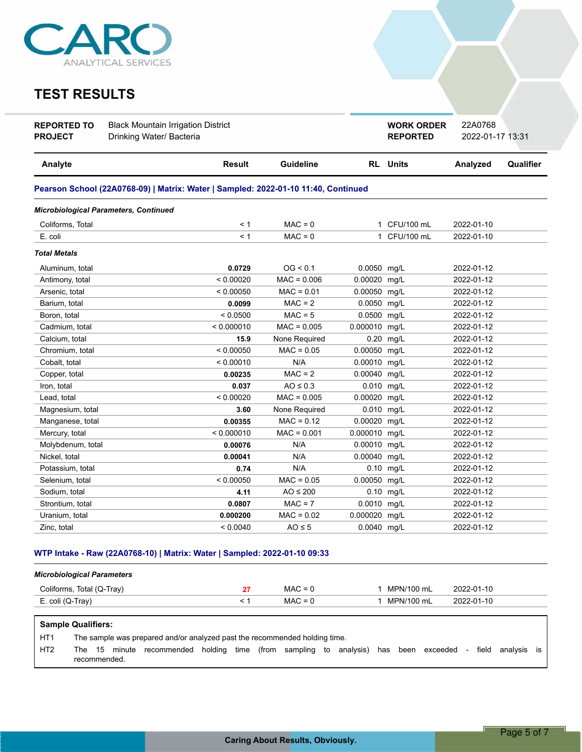CARO ANALYTICAL SERVICES

# TEST RESULTS

| | | | |
|---|---|---|---|
| **REPORTED TO** | Black Mountain Irrigation District | **WORK ORDER** | 22A0768 |
| **PROJECT** | Drinking Water/ Bacteria | **REPORTED** | 2022-01-17 13:31 |

| Analyte | Result | Guideline | RL | Units | Analyzed | Qualifier |
|---|---|---|---|---|---|---|
| **Pearson School (22A0768-09) \| Matrix: Water \| Sampled: 2022-01-10 11:40, Continued** | | | | | | |
| ***Microbiological Parameters, Continued*** | | | | | | |
| Coliforms, Total | < 1 | MAC = 0 | 1 | CFU/100 mL | 2022-01-10 | |
| E. coli | < 1 | MAC = 0 | 1 | CFU/100 mL | 2022-01-10 | |
| ***Total Metals*** | | | | | | |
| Aluminum, total | **0.0729** | OG < 0.1 | 0.0050 | mg/L | 2022-01-12 | |
| Antimony, total | < 0.00020 | MAC = 0.006 | 0.00020 | mg/L | 2022-01-12 | |
| Arsenic, total | < 0.00050 | MAC = 0.01 | 0.00050 | mg/L | 2022-01-12 | |
| Barium, total | **0.0099** | MAC = 2 | 0.0050 | mg/L | 2022-01-12 | |
| Boron, total | < 0.0500 | MAC = 5 | 0.0500 | mg/L | 2022-01-12 | |
| Cadmium, total | < 0.000010 | MAC = 0.005 | 0.000010 | mg/L | 2022-01-12 | |
| Calcium, total | **15.9** | None Required | 0.20 | mg/L | 2022-01-12 | |
| Chromium, total | < 0.00050 | MAC = 0.05 | 0.00050 | mg/L | 2022-01-12 | |
| Cobalt, total | < 0.00010 | N/A | 0.00010 | mg/L | 2022-01-12 | |
| Copper, total | **0.00235** | MAC = 2 | 0.00040 | mg/L | 2022-01-12 | |
| Iron, total | **0.037** | AO ≤ 0.3 | 0.010 | mg/L | 2022-01-12 | |
| Lead, total | < 0.00020 | MAC = 0.005 | 0.00020 | mg/L | 2022-01-12 | |
| Magnesium, total | **3.60** | None Required | 0.010 | mg/L | 2022-01-12 | |
| Manganese, total | **0.00355** | MAC = 0.12 | 0.00020 | mg/L | 2022-01-12 | |
| Mercury, total | < 0.000010 | MAC = 0.001 | 0.000010 | mg/L | 2022-01-12 | |
| Molybdenum, total | **0.00076** | N/A | 0.00010 | mg/L | 2022-01-12 | |
| Nickel, total | **0.00041** | N/A | 0.00040 | mg/L | 2022-01-12 | |
| Potassium, total | **0.74** | N/A | 0.10 | mg/L | 2022-01-12 | |
| Selenium, total | < 0.00050 | MAC = 0.05 | 0.00050 | mg/L | 2022-01-12 | |
| Sodium, total | **4.11** | AO ≤ 200 | 0.10 | mg/L | 2022-01-12 | |
| Strontium, total | **0.0807** | MAC = 7 | 0.0010 | mg/L | 2022-01-12 | |
| Uranium, total | **0.000200** | MAC = 0.02 | 0.000020 | mg/L | 2022-01-12 | |
| Zinc, total | < 0.0040 | AO ≤ 5 | 0.0040 | mg/L | 2022-01-12 | |
| **WTP Intake - Raw (22A0768-10) \| Matrix: Water \| Sampled: 2022-01-10 09:33** | | | | | | |
| ***Microbiological Parameters*** | | | | | | |
| Coliforms, Total (Q-Tray) | **27** | MAC = 0 | 1 | MPN/100 mL | 2022-01-10 | |
| E. coli (Q-Tray) | < 1 | MAC = 0 | 1 | MPN/100 mL | 2022-01-10 | |

**Sample Qualifiers:**

| | |
|---|---|
| HT1 | The sample was prepared and/or analyzed past the recommended holding time. |
| HT2 | The 15 minute recommended holding time (from sampling to analysis) has been exceeded - field analysis is recommended. |

Caring About Results, Obviously.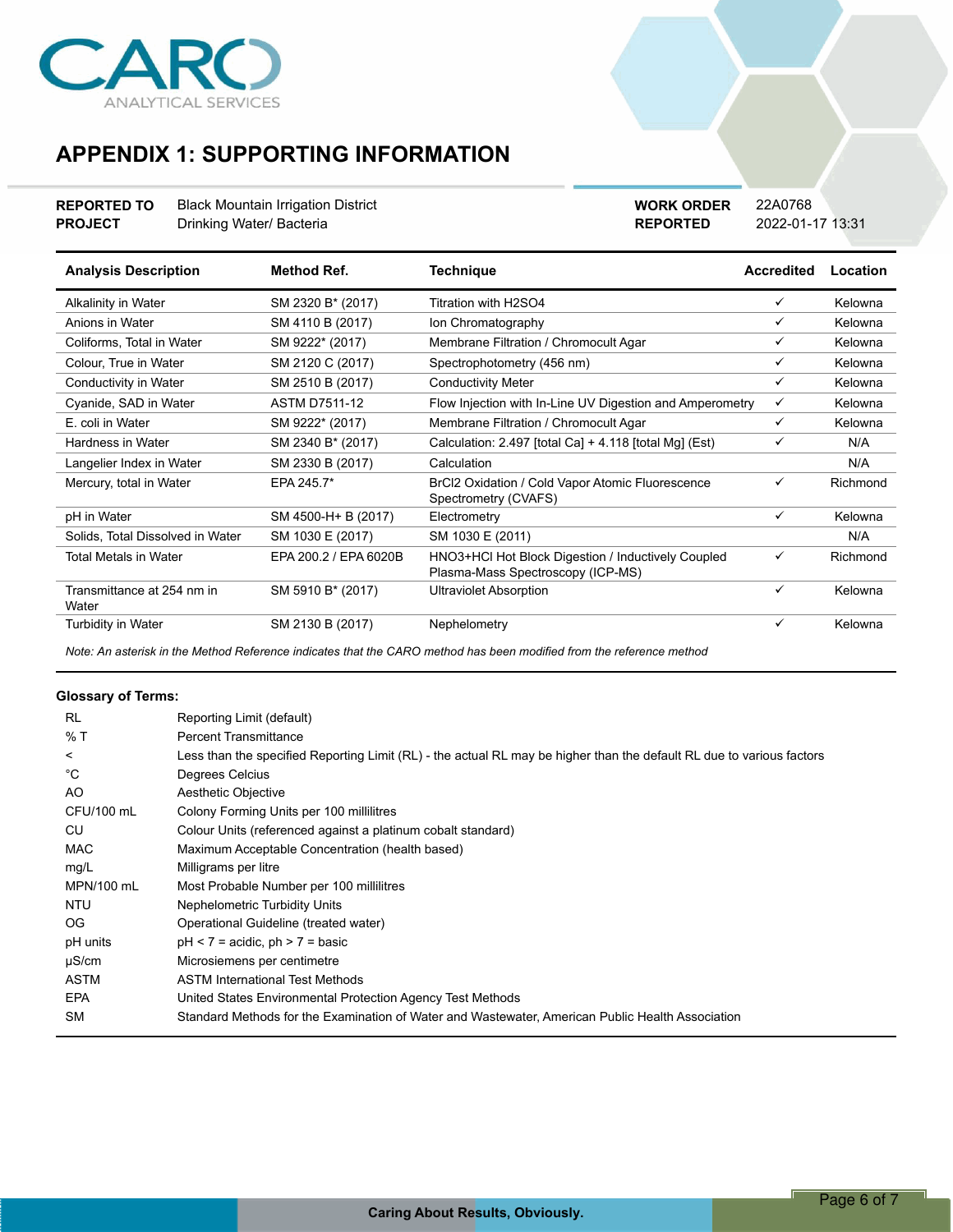# APPENDIX 1: SUPPORTING INFORMATION

| | | | |
|---|---|---|---|
| **REPORTED TO** | Black Mountain Irrigation District | **WORK ORDER** | 22A0768 |
| **PROJECT** | Drinking Water/ Bacteria | **REPORTED** | 2022-01-17 13:31 |

| Analysis Description | Method Ref. | Technique | Accredited | Location |
|---|---|---|---|---|
| Alkalinity in Water | SM 2320 B* (2017) | Titration with H2SO4 | ✓ | Kelowna |
| Anions in Water | SM 4110 B (2017) | Ion Chromatography | ✓ | Kelowna |
| Coliforms, Total in Water | SM 9222* (2017) | Membrane Filtration / Chromocult Agar | ✓ | Kelowna |
| Colour, True in Water | SM 2120 C (2017) | Spectrophotometry (456 nm) | ✓ | Kelowna |
| Conductivity in Water | SM 2510 B (2017) | Conductivity Meter | ✓ | Kelowna |
| Cyanide, SAD in Water | ASTM D7511-12 | Flow Injection with In-Line UV Digestion and Amperometry | ✓ | Kelowna |
| E. coli in Water | SM 9222* (2017) | Membrane Filtration / Chromocult Agar | ✓ | Kelowna |
| Hardness in Water | SM 2340 B* (2017) | Calculation: 2.497 [total Ca] + 4.118 [total Mg] (Est) | ✓ | N/A |
| Langelier Index in Water | SM 2330 B (2017) | Calculation | | N/A |
| Mercury, total in Water | EPA 245.7* | BrCl2 Oxidation / Cold Vapor Atomic Fluorescence Spectrometry (CVAFS) | ✓ | Richmond |
| pH in Water | SM 4500-H+ B (2017) | Electrometry | ✓ | Kelowna |
| Solids, Total Dissolved in Water | SM 1030 E (2017) | SM 1030 E (2011) | | N/A |
| Total Metals in Water | EPA 200.2 / EPA 6020B | HNO3+HCl Hot Block Digestion / Inductively Coupled Plasma-Mass Spectroscopy (ICP-MS) | ✓ | Richmond |
| Transmittance at 254 nm in Water | SM 5910 B* (2017) | Ultraviolet Absorption | ✓ | Kelowna |
| Turbidity in Water | SM 2130 B (2017) | Nephelometry | ✓ | Kelowna |

*Note: An asterisk in the Method Reference indicates that the CARO method has been modified from the reference method*

### Glossary of Terms:

| | |
|---|---|
| RL | Reporting Limit (default) |
| % T | Percent Transmittance |
| < | Less than the specified Reporting Limit (RL) - the actual RL may be higher than the default RL due to various factors |
| °C | Degrees Celcius |
| AO | Aesthetic Objective |
| CFU/100 mL | Colony Forming Units per 100 millilitres |
| CU | Colour Units (referenced against a platinum cobalt standard) |
| MAC | Maximum Acceptable Concentration (health based) |
| mg/L | Milligrams per litre |
| MPN/100 mL | Most Probable Number per 100 millilitres |
| NTU | Nephelometric Turbidity Units |
| OG | Operational Guideline (treated water) |
| pH units | pH < 7 = acidic, ph > 7 = basic |
| µS/cm | Microsiemens per centimetre |
| ASTM | ASTM International Test Methods |
| EPA | United States Environmental Protection Agency Test Methods |
| SM | Standard Methods for the Examination of Water and Wastewater, American Public Health Association |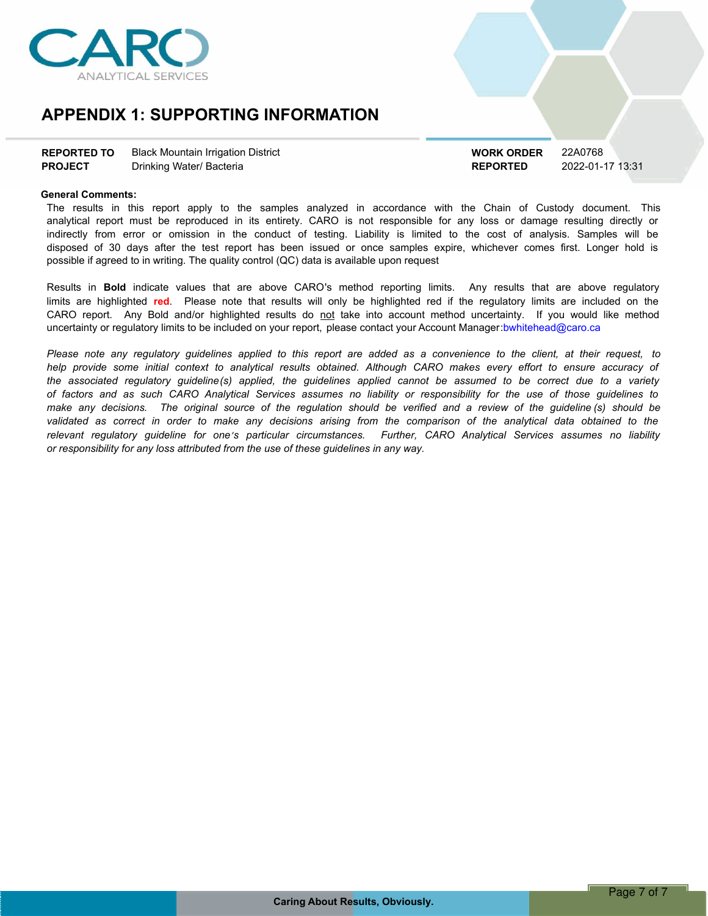## APPENDIX 1: SUPPORTING INFORMATION

| | | | |
|---|---|---|---|
| **REPORTED TO** | Black Mountain Irrigation District | **WORK ORDER** | 22A0768 |
| **PROJECT** | Drinking Water/ Bacteria | **REPORTED** | 2022-01-17 13:31 |

**General Comments:**

The results in this report apply to the samples analyzed in accordance with the Chain of Custody document. This analytical report must be reproduced in its entirety. CARO is not responsible for any loss or damage resulting directly or indirectly from error or omission in the conduct of testing. Liability is limited to the cost of analysis. Samples will be disposed of 30 days after the test report has been issued or once samples expire, whichever comes first. Longer hold is possible if agreed to in writing. The quality control (QC) data is available upon request

Results in **Bold** indicate values that are above CARO's method reporting limits. Any results that are above regulatory limits are highlighted **red**. Please note that results will only be highlighted red if the regulatory limits are included on the CARO report. Any Bold and/or highlighted results do not take into account method uncertainty. If you would like method uncertainty or regulatory limits to be included on your report, please contact your Account Manager:bwhitehead@caro.ca

*Please note any regulatory guidelines applied to this report are added as a convenience to the client, at their request, to help provide some initial context to analytical results obtained. Although CARO makes every effort to ensure accuracy of the associated regulatory guideline(s) applied, the guidelines applied cannot be assumed to be correct due to a variety of factors and as such CARO Analytical Services assumes no liability or responsibility for the use of those guidelines to make any decisions. The original source of the regulation should be verified and a review of the guideline (s) should be validated as correct in order to make any decisions arising from the comparison of the analytical data obtained to the relevant regulatory guideline for one's particular circumstances. Further, CARO Analytical Services assumes no liability or responsibility for any loss attributed from the use of these guidelines in any way.*